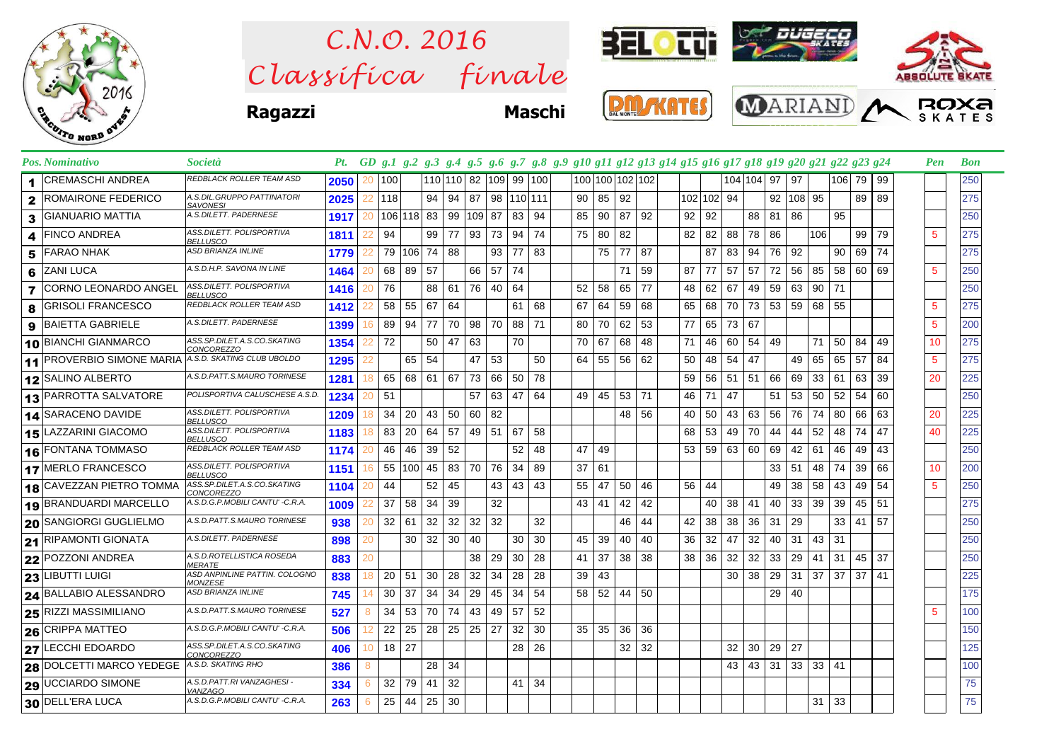# C.N.O. 2016
# Classifica finale

**Ragazzi** **Maschi**

| Pos. | Nominativo | Società | Pt. | GD | g.1 | g.2 | g.3 | g.4 | g.5 | g.6 | g.7 | g.8 | g.9 | g.10 | g.11 | g.12 | g.13 | g.14 | g.15 | g.16 | g.17 | g.18 | g.19 | g.20 | g.21 | g.22 | g.23 | g.24 | Pen | Bon |
|---|---|---|---|---|---|---|---|---|---|---|---|---|---|---|---|---|---|---|---|---|---|---|---|---|---|---|---|---|---|---|
| 1 | CREMASCHI ANDREA | REDBLACK ROLLER TEAM ASD | 2050 | 20 | 100 | | 110 | 110 | 82 | 109 | 99 | 100 | | 100 | 100 | 102 | 102 | | | | 104 | 104 | 97 | 97 | | 106 | 79 | 99 | | 250 |
| 2 | ROMAIRONE FEDERICO | A.S.DIL.GRUPPO PATTINATORI SAVONESI | 2025 | 22 | 118 | | 94 | 94 | 87 | 98 | 110 | 111 | | 90 | 85 | 92 | | | 102 | 102 | 94 | | 92 | 108 | 95 | | 89 | 89 | | 275 |
| 3 | GIANUARIO MATTIA | A.S.DILETT. PADERNESE | 1917 | 20 | 106 | 118 | 83 | 99 | 109 | 87 | 83 | 94 | | 85 | 90 | 87 | 92 | | 92 | 92 | | 88 | 81 | 86 | | 95 | | | | 250 |
| 4 | FINCO ANDREA | ASS.DILETT. POLISPORTIVA BELLUSCO | 1811 | 22 | 94 | | 99 | 77 | 93 | 73 | 94 | 74 | | 75 | 80 | 82 | | | 82 | 82 | 88 | 78 | 86 | | 106 | | 99 | 79 | 5 | 275 |
| 5 | FARAO NHAK | ASD BRIANZA INLINE | 1779 | 22 | 79 | 106 | 74 | 88 | | 93 | 77 | 83 | | | 75 | 77 | 87 | | | 87 | 83 | 94 | 76 | 92 | | 90 | 69 | 74 | | 275 |
| 6 | ZANI LUCA | A.S.D.H.P. SAVONA IN LINE | 1464 | 20 | 68 | 89 | 57 | | 66 | 57 | 74 | | | | | 71 | 59 | | 87 | 77 | 57 | 57 | 72 | 56 | 85 | 58 | 60 | 69 | 5 | 250 |
| 7 | CORNO LEONARDO ANGEL | ASS.DILETT. POLISPORTIVA BELLUSCO | 1416 | 20 | 76 | | 88 | 61 | 76 | 40 | 64 | | | 52 | 58 | 65 | 77 | | 48 | 62 | 67 | 49 | 59 | 63 | 90 | 71 | | | | 250 |
| 8 | GRISOLI FRANCESCO | REDBLACK ROLLER TEAM ASD | 1412 | 22 | 58 | 55 | 67 | 64 | | | 61 | 68 | | 67 | 64 | 59 | 68 | | 65 | 68 | 70 | 73 | 53 | 59 | 68 | 55 | | | 5 | 275 |
| 9 | BAIETTA GABRIELE | A.S.DILETT. PADERNESE | 1399 | 16 | 89 | 94 | 77 | 70 | 98 | 70 | 88 | 71 | | 80 | 70 | 62 | 53 | | 77 | 65 | 73 | 67 | | | | | | | 5 | 200 |
| 10 | BIANCHI GIANMARCO | ASS.SP.DILET.A.S.CO.SKATING CONCOREZZO | 1354 | 22 | 72 | | 50 | 47 | 63 | | 70 | | | 70 | 67 | 68 | 48 | | 71 | 46 | 60 | 54 | 49 | | 71 | 50 | 84 | 49 | 10 | 275 |
| 11 | PROVERBIO SIMONE MARIA | A.S.D. SKATING CLUB UBOLDO | 1295 | 22 | | 65 | 54 | | 47 | 53 | | 50 | | 64 | 55 | 56 | 62 | | 50 | 48 | 54 | 47 | | 49 | 65 | 65 | 57 | 84 | 5 | 275 |
| 12 | SALINO ALBERTO | A.S.D.PATT.S.MAURO TORINESE | 1281 | 18 | 65 | 68 | 61 | 67 | 73 | 66 | 50 | 78 | | | | | | | 59 | 56 | 51 | 51 | 66 | 69 | 33 | 61 | 63 | 39 | 20 | 225 |
| 13 | PARROTTA SALVATORE | POLISPORTIVA CALUSCHESE A.S.D. | 1234 | 20 | 51 | | | | 57 | 63 | 47 | 64 | | 49 | 45 | 53 | 71 | | 46 | 71 | 47 | | 51 | 53 | 50 | 52 | 54 | 60 | | 250 |
| 14 | SARACENO DAVIDE | ASS.DILETT. POLISPORTIVA BELLUSCO | 1209 | 18 | 34 | 20 | 43 | 50 | 60 | 82 | | | | | | 48 | 56 | | 40 | 50 | 43 | 63 | 56 | 76 | 74 | 80 | 66 | 63 | 20 | 225 |
| 15 | LAZZARINI GIACOMO | ASS.DILETT. POLISPORTIVA BELLUSCO | 1183 | 18 | 83 | 20 | 64 | 57 | 49 | 51 | 67 | 58 | | | | | | | 68 | 53 | 49 | 70 | 44 | 44 | 52 | 48 | 74 | 47 | 40 | 225 |
| 16 | FONTANA TOMMASO | REDBLACK ROLLER TEAM ASD | 1174 | 20 | 46 | 46 | 39 | 52 | | | 52 | 48 | | 47 | 49 | | | | 53 | 59 | 63 | 60 | 69 | 42 | 61 | 46 | 49 | 43 | | 250 |
| 17 | MERLO FRANCESCO | ASS.DILETT. POLISPORTIVA BELLUSCO | 1151 | 16 | 55 | 100 | 45 | 83 | 70 | 76 | 34 | 89 | | 37 | 61 | | | | | | | | 33 | 51 | 48 | 74 | 39 | 66 | 10 | 200 |
| 18 | CAVEZZAN PIETRO TOMMA | ASS.SP.DILET.A.S.CO.SKATING CONCOREZZO | 1104 | 20 | 44 | | 52 | 45 | | 43 | 43 | 43 | | 55 | 47 | 50 | 46 | | 56 | 44 | | | 49 | 38 | 58 | 43 | 49 | 54 | 5 | 250 |
| 19 | BRANDUARDI MARCELLO | A.S.D.G.P.MOBILI CANTU' -C.R.A. | 1009 | 22 | 37 | 58 | 34 | 39 | | 32 | | | | 43 | 41 | 42 | 42 | | | 40 | 38 | 41 | 40 | 33 | 39 | 39 | 45 | 51 | | 275 |
| 20 | SANGIORGI GUGLIELMO | A.S.D.PATT.S.MAURO TORINESE | 938 | 20 | 32 | 61 | 32 | 32 | 32 | 32 | | 32 | | | | 46 | 44 | | 42 | 38 | 38 | 36 | 31 | 29 | | 33 | 41 | 57 | | 250 |
| 21 | RIPAMONTI GIONATA | A.S.DILETT. PADERNESE | 898 | 20 | | 30 | 32 | 30 | 40 | | 30 | 30 | | 45 | 39 | 40 | 40 | | 36 | 32 | 47 | 32 | 40 | 31 | 43 | 31 | | | | 250 |
| 22 | POZZONI ANDREA | A.S.D.ROTELLISTICA ROSEDA MERATE | 883 | 20 | | | | | 38 | 29 | 30 | 28 | | 41 | 37 | 38 | 38 | | 38 | 36 | 32 | 32 | 33 | 29 | 41 | 31 | 45 | 37 | | 250 |
| 23 | LIBUTTI LUIGI | ASD ANPINLINE PATTIN. COLOGNO MONZESE | 838 | 18 | 20 | 51 | 30 | 28 | 32 | 34 | 28 | 28 | | 39 | 43 | | | | | | 30 | 38 | 29 | 31 | 37 | 37 | 37 | 41 | | 225 |
| 24 | BALLABIO ALESSANDRO | ASD BRIANZA INLINE | 745 | 14 | 30 | 37 | 34 | 34 | 29 | 45 | 34 | 54 | | 58 | 52 | 44 | 50 | | | | | | 29 | 40 | | | | | | 175 |
| 25 | RIZZI MASSIMILIANO | A.S.D.PATT.S.MAURO TORINESE | 527 | 8 | 34 | 53 | 70 | 74 | 43 | 49 | 57 | 52 | | | | | | | | | | | | | | | | | 5 | 100 |
| 26 | CRIPPA MATTEO | A.S.D.G.P.MOBILI CANTU' -C.R.A. | 506 | 12 | 22 | 25 | 28 | 25 | 25 | 27 | 32 | 30 | | 35 | 35 | 36 | 36 | | | | | | | | | | | | | 150 |
| 27 | LECCHI EDOARDO | ASS.SP.DILET.A.S.CO.SKATING CONCOREZZO | 406 | 10 | 18 | 27 | | | | | 28 | 26 | | | | 32 | 32 | | | | 32 | 30 | 29 | 27 | | | | | | 125 |
| 28 | DOLCETTI MARCO YEDEGE | A.S.D. SKATING RHO | 386 | 8 | | | 28 | 34 | | | | | | | | | | | | | 43 | 43 | 31 | 33 | 33 | 41 | | | | 100 |
| 29 | UCCIARDO SIMONE | A.S.D.PATT.RI VANZAGHESI - VANZAGO | 334 | 6 | 32 | 79 | 41 | 32 | | | 41 | 34 | | | | | | | | | | | | | | | | | | 75 |
| 30 | DELL'ERA LUCA | A.S.D.G.P.MOBILI CANTU' -C.R.A. | 263 | 6 | 25 | 44 | 25 | 30 | | | | | | | | | | | | | | | | | 31 | 33 | | | | 75 |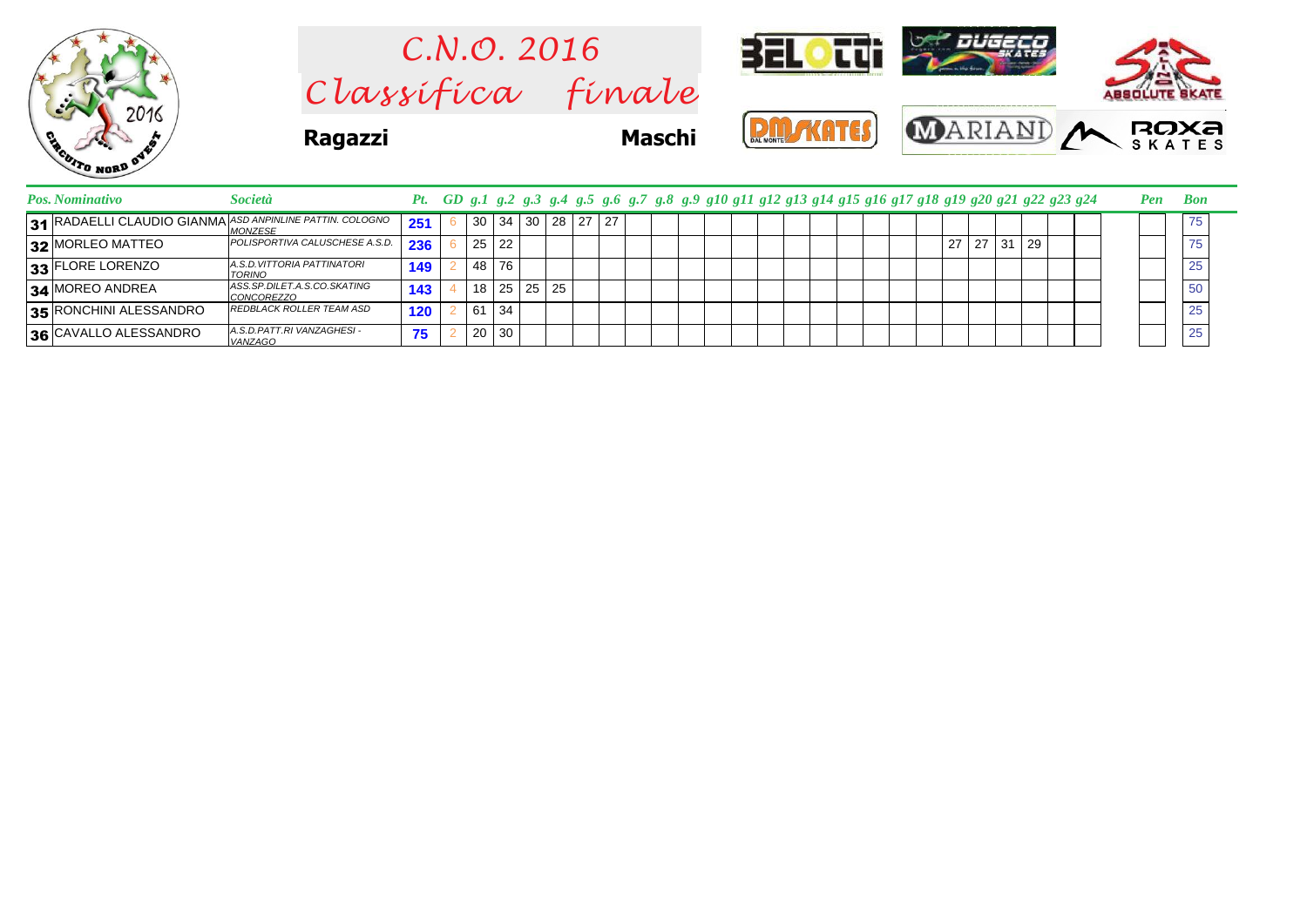# C.N.O. 2016
## Classifica finale

**Ragazzi** **Maschi**

| Pos. | Nominativo | Società | Pt. | GD | g.1 | g.2 | g.3 | g.4 | g.5 | g.6 | g.7 | g.8 | g.9 | g10 | g11 | g12 | g13 | g14 | g15 | g16 | g17 | g18 | g19 | g20 | g21 | g22 | g23 | g24 | Pen | Bon |
|---|---|---|---|---|---|---|---|---|---|---|---|---|---|---|---|---|---|---|---|---|---|---|---|---|---|---|---|---|---|---|
| 31 | RADAELLI CLAUDIO GIANMA | ASD ANPINLINE PATTIN. COLOGNO MONZESE | 251 | 6 | 30 | 34 | 30 | 28 | 27 | 27 | | | | | | | | | | | | | | | | | | | | 75 |
| 32 | MORLEO MATTEO | POLISPORTIVA CALUSCHESE A.S.D. | 236 | 6 | 25 | 22 | | | | | | | | | | | | | | | | | 27 | 27 | 31 | 29 | | | | 75 |
| 33 | FLORE LORENZO | A.S.D.VITTORIA PATTINATORI TORINO | 149 | 2 | 48 | 76 | | | | | | | | | | | | | | | | | | | | | | | | 25 |
| 34 | MOREO ANDREA | ASS.SP.DILET.A.S.CO.SKATING CONCOREZZO | 143 | 4 | 18 | 25 | 25 | 25 | | | | | | | | | | | | | | | | | | | | | | 50 |
| 35 | RONCHINI ALESSANDRO | REDBLACK ROLLER TEAM ASD | 120 | 2 | 61 | 34 | | | | | | | | | | | | | | | | | | | | | | | | 25 |
| 36 | CAVALLO ALESSANDRO | A.S.D.PATT.RI VANZAGHESI - VANZAGO | 75 | 2 | 20 | 30 | | | | | | | | | | | | | | | | | | | | | | | | 25 |